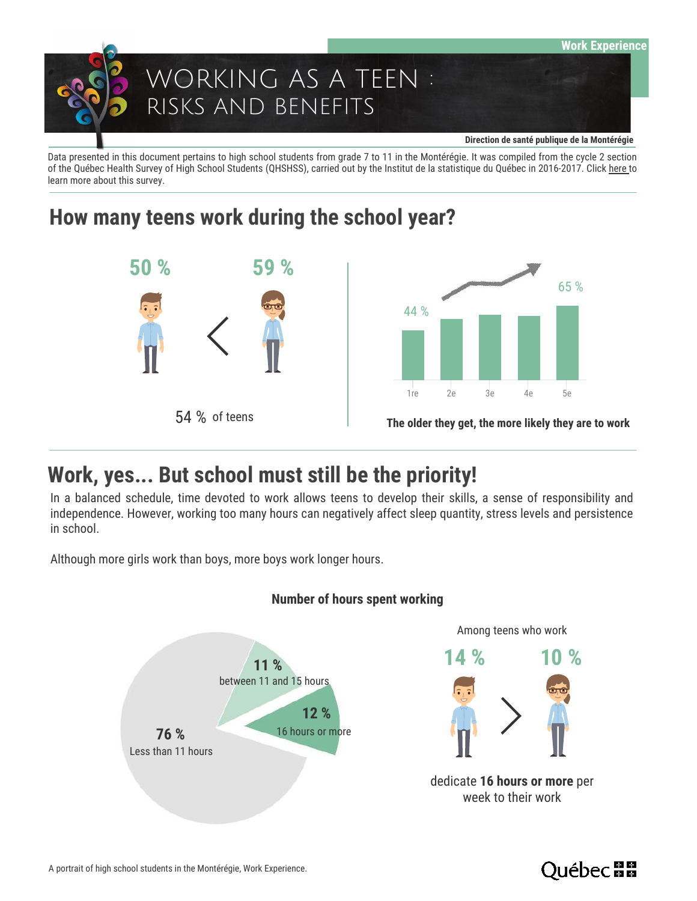Work Experience

# WORKING AS A TEEN : RISKS AND BENEFITS

**Direction de santé publique de la Montérégie**

Data presented in this document pertains to high school students from grade 7 to 11 in the Montérégie. It was compiled from the cycle 2 section of the Québec Health Survey of High School Students (QHSHSS), carried out by the Institut de la statistique du Québec in 2016-2017. Click here to learn more about this survey.

## How many teens work during the school year?

50 % < 59 %

54 % of teens

44 %

65 %

1re 2e 3e 4e 5e

**The older they get, the more likely they are to work**

## Work, yes... But school must still be the priority!

In a balanced schedule, time devoted to work allows teens to develop their skills, a sense of responsibility and independence. However, working too many hours can negatively affect sleep quantity, stress levels and persistence in school.

Although more girls work than boys, more boys work longer hours.

**Number of hours spent working**

**76 %** Less than 11 hours

**11 %** between 11 and 15 hours

**12 %** 16 hours or more

Among teens who work

14 % > 10 %

dedicate **16 hours or more** per week to their work

A portrait of high school students in the Montérégie, Work Experience.

Québec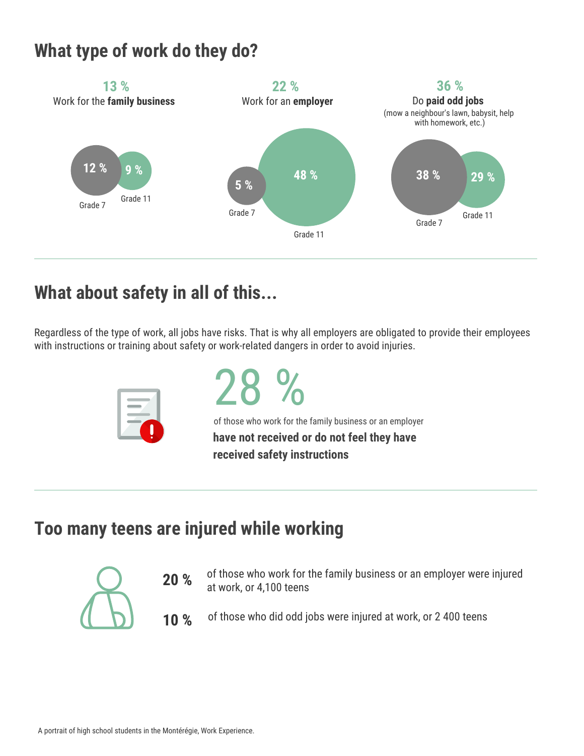## What type of work do they do?

**13 %**
Work for the **family business**

- Grade 7: 12 %
- Grade 11: 9 %

**22 %**
Work for an **employer**

- Grade 7: 5 %
- Grade 11: 48 %

**36 %**
Do **paid odd jobs**
(mow a neighbour's lawn, babysit, help with homework, etc.)

- Grade 7: 38 %
- Grade 11: 29 %

## What about safety in all of this...

Regardless of the type of work, all jobs have risks. That is why all employers are obligated to provide their employees with instructions or training about safety or work-related dangers in order to avoid injuries.

**28 %**
of those who work for the family business or an employer **have not received or do not feel they have received safety instructions**

## Too many teens are injured while working

**20 %** of those who work for the family business or an employer were injured at work, or 4,100 teens

**10 %** of those who did odd jobs were injured at work, or 2 400 teens

A portrait of high school students in the Montérégie, Work Experience.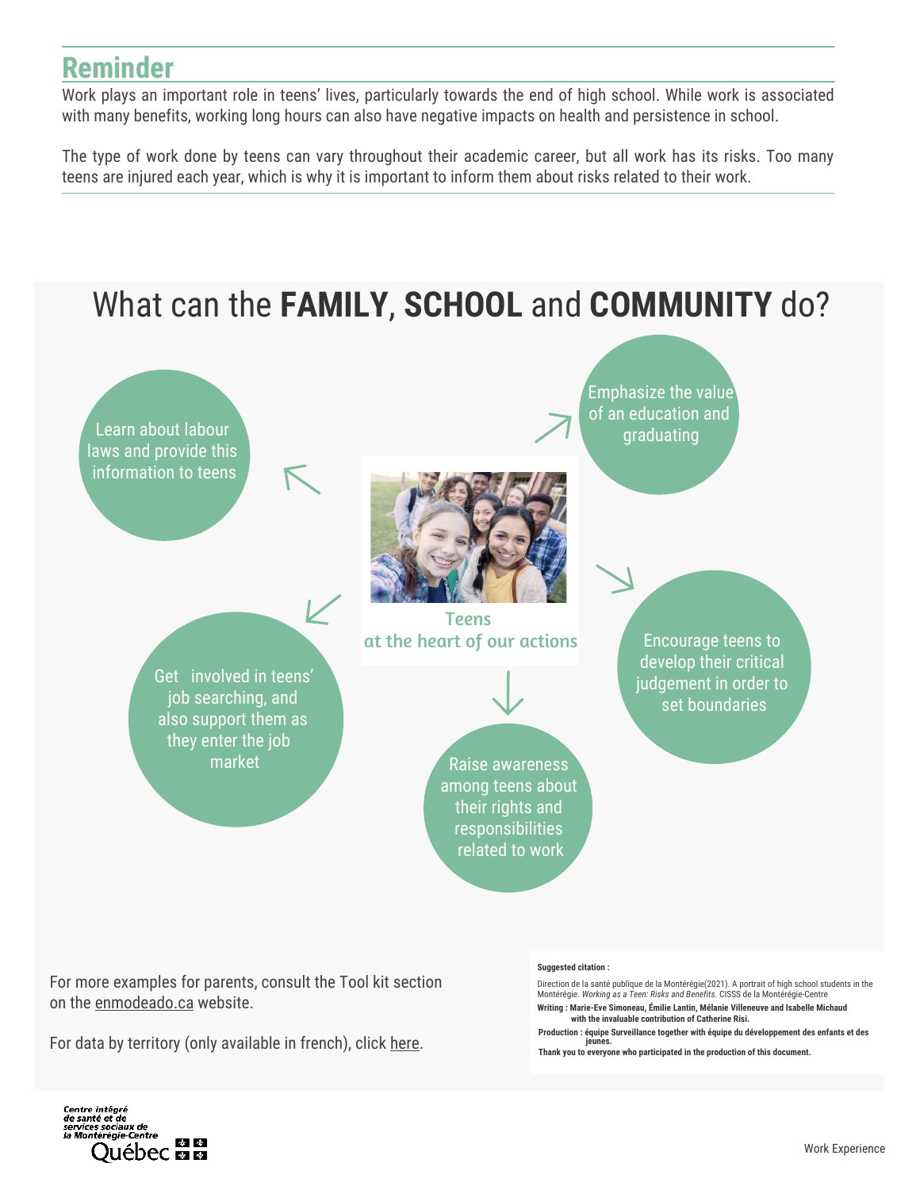## Reminder

Work plays an important role in teens' lives, particularly towards the end of high school. While work is associated with many benefits, working long hours can also have negative impacts on health and persistence in school.

The type of work done by teens can vary throughout their academic career, but all work has its risks. Too many teens are injured each year, which is why it is important to inform them about risks related to their work.

# What can the **FAMILY**, **SCHOOL** and **COMMUNITY** do?

**Teens at the heart of our actions**

- Learn about labour laws and provide this information to teens
- Emphasize the value of an education and graduating
- Encourage teens to develop their critical judgement in order to set boundaries
- Raise awareness among teens about their rights and responsibilities related to work
- Get involved in teens' job searching, and also support them as they enter the job market

For more examples for parents, consult the Tool kit section on the enmodeado.ca website.

For data by territory (only available in french), click here.

**Suggested citation :**

Direction de la santé publique de la Montérégie(2021). A portrait of high school students in the Montérégie. *Working as a Teen: Risks and Benefits.* CISSS de la Montérégie-Centre

**Writing : Marie-Eve Simoneau, Émilie Lantin, Mélanie Villeneuve and Isabelle Michaud with the invaluable contribution of Catherine Risi.**

**Production : équipe Surveillance together with équipe du développement des enfants et des jeunes.**

**Thank you to everyone who participated in the production of this document.**

*Centre intégré de santé et de services sociaux de la Montérégie-Centre*

Québec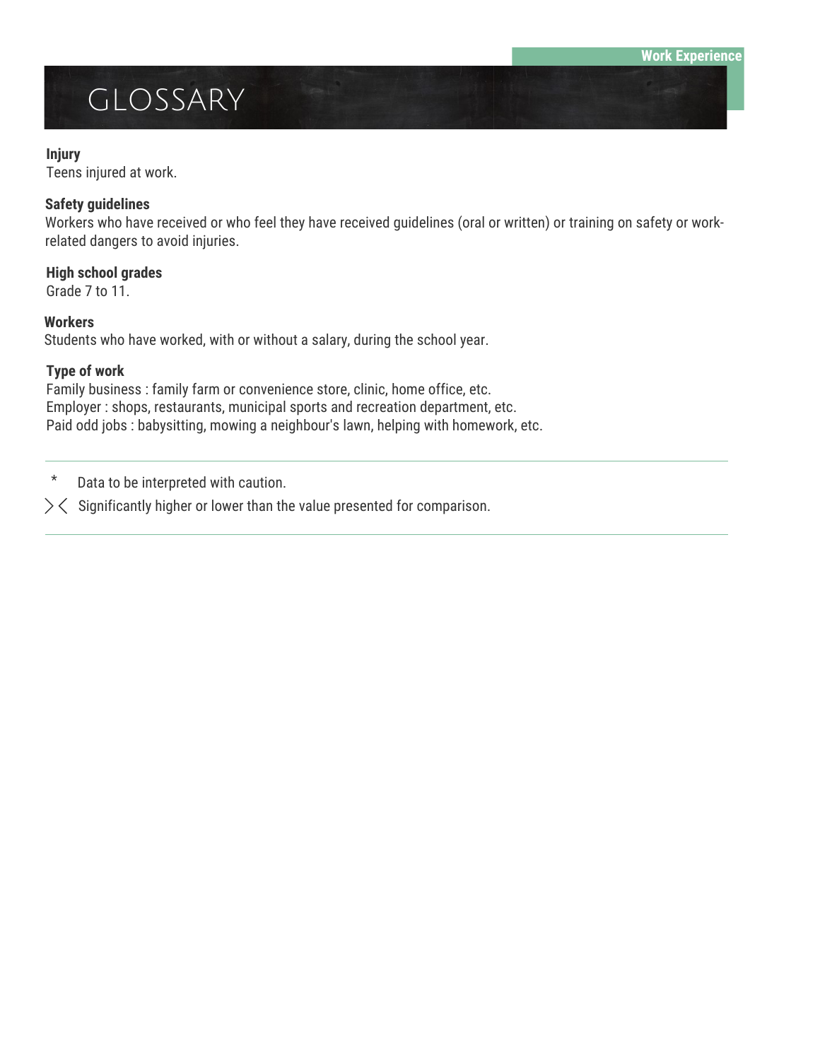# GLOSSARY

**Injury**
Teens injured at work.

**Safety guidelines**
Workers who have received or who feel they have received guidelines (oral or written) or training on safety or work-related dangers to avoid injuries.

**High school grades**
Grade 7 to 11.

**Workers**
Students who have worked, with or without a salary, during the school year.

**Type of work**
Family business : family farm or convenience store, clinic, home office, etc.
Employer : shops, restaurants, municipal sports and recreation department, etc.
Paid odd jobs : babysitting, mowing a neighbour's lawn, helping with homework, etc.

---

\* Data to be interpreted with caution.

> < Significantly higher or lower than the value presented for comparison.

---